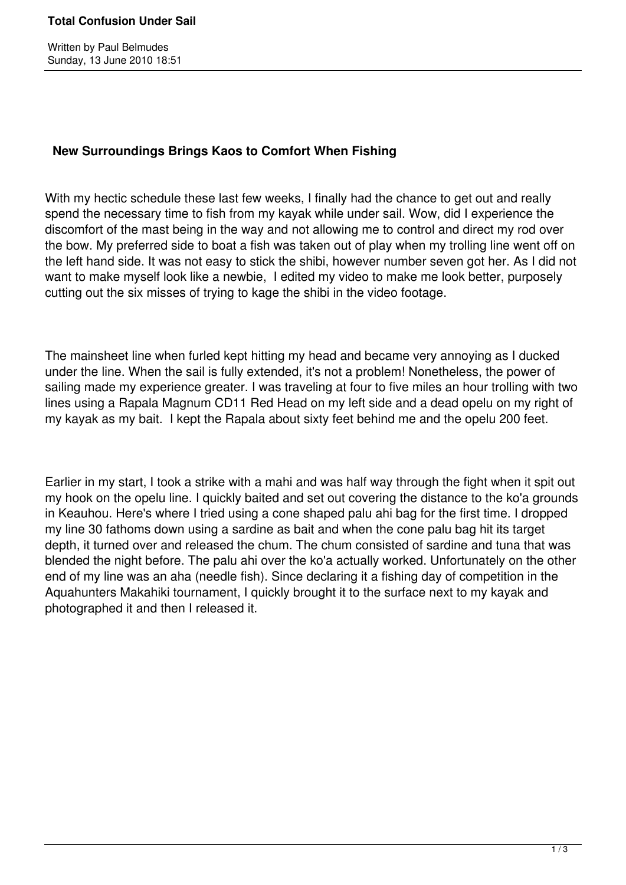## New Surroundings Brings Kaos to Comfort When Fishing

With my hectic schedule these last few weeks, I finally had the chance to get out and really spend the necessary time to fish from my kayak while under sail. Wow, did I experience the discomfort of the mast being in the way and not allowing me to control and direct my rod over the bow. My preferred side to boat a fish was taken out of play when my trolling line went off on the left hand side. It was not easy to stick the shibi, however number seven got her. As I did not want to make myself look like a newbie, I edited my video to make me look better, purposely cutting out the six misses of trying to kage the shibi in the video footage.

The mainsheet line when furled kept hitting my head and became very annoying as I ducked under the line. When the sail is fully extended, it's not a problem! Nonetheless, the power of sailing made my experience greater. I was traveling at four to five miles an hour trolling with two lines using a Rapala Magnum CD11 Red Head on my left side and a dead opelu on my right of my kayak as my bait. I kept the Rapala about sixty feet behind me and the opelu 200 feet.

Earlier in my start, I took a strike with a mahi and was half way through the fight when it spit out my hook on the opelu line. I quickly baited and set out covering the distance to the ko'a grounds in Keauhou. Here's where I tried using a cone shaped palu ahi bag for the first time. I dropped my line 30 fathoms down using a sardine as bait and when the cone palu bag hit its target depth, it turned over and released the chum. The chum consisted of sardine and tuna that was blended the night before. The palu ahi over the ko'a actually worked. Unfortunately on the other end of my line was an aha (needle fish). Since declaring it a fishing day of competition in the Aquahunters Makahiki tournament, I quickly brought it to the surface next to my kayak and photographed it and then I released it.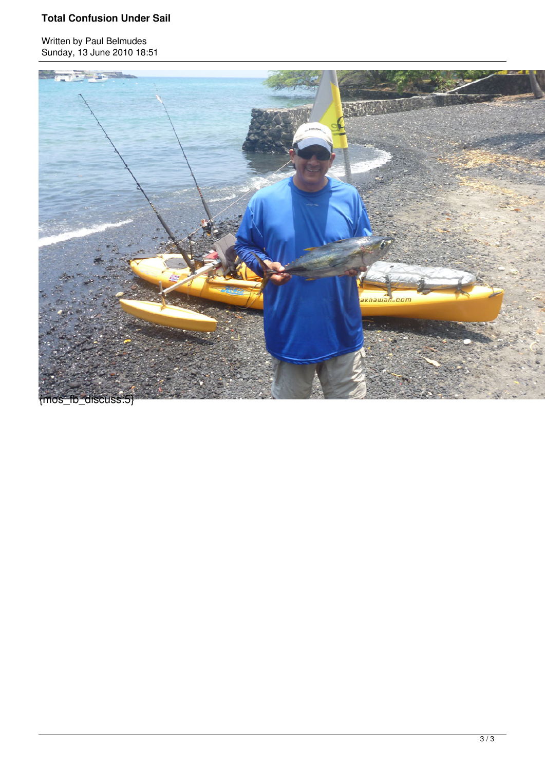{mos_fb_discuss:5}